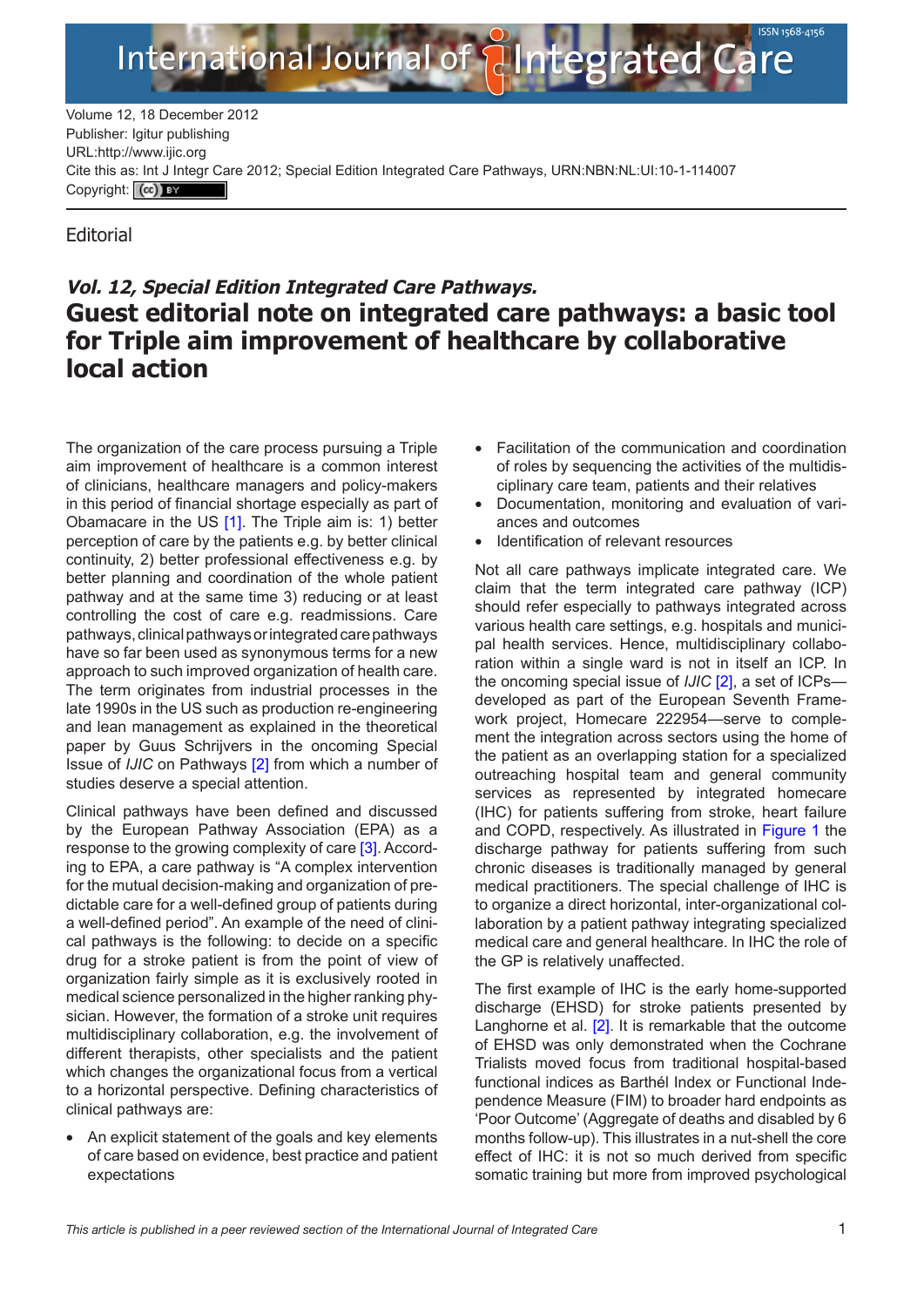Volume 12, 18 December 2012
Publisher: Igitur publishing
URL:http://www.ijic.org
Cite this as: Int J Integr Care 2012; Special Edition Integrated Care Pathways, URN:NBN:NL:UI:10-1-114007
Copyright: (cc) BY

Editorial

### *Vol. 12, Special Edition Integrated Care Pathways.*

# Guest editorial note on integrated care pathways: a basic tool for Triple aim improvement of healthcare by collaborative local action

The organization of the care process pursuing a Triple aim improvement of healthcare is a common interest of clinicians, healthcare managers and policy-makers in this period of financial shortage especially as part of Obamacare in the US [1]. The Triple aim is: 1) better perception of care by the patients e.g. by better clinical continuity, 2) better professional effectiveness e.g. by better planning and coordination of the whole patient pathway and at the same time 3) reducing or at least controlling the cost of care e.g. readmissions. Care pathways, clinical pathways or integrated care pathways have so far been used as synonymous terms for a new approach to such improved organization of health care. The term originates from industrial processes in the late 1990s in the US such as production re-engineering and lean management as explained in the theoretical paper by Guus Schrijvers in the oncoming Special Issue of *IJIC* on Pathways [2] from which a number of studies deserve a special attention.

Clinical pathways have been defined and discussed by the European Pathway Association (EPA) as a response to the growing complexity of care [3]. According to EPA, a care pathway is "A complex intervention for the mutual decision-making and organization of predictable care for a well-defined group of patients during a well-defined period". An example of the need of clinical pathways is the following: to decide on a specific drug for a stroke patient is from the point of view of organization fairly simple as it is exclusively rooted in medical science personalized in the higher ranking physician. However, the formation of a stroke unit requires multidisciplinary collaboration, e.g. the involvement of different therapists, other specialists and the patient which changes the organizational focus from a vertical to a horizontal perspective. Defining characteristics of clinical pathways are:

- An explicit statement of the goals and key elements of care based on evidence, best practice and patient expectations
- Facilitation of the communication and coordination of roles by sequencing the activities of the multidisciplinary care team, patients and their relatives
- Documentation, monitoring and evaluation of variances and outcomes
- Identification of relevant resources

Not all care pathways implicate integrated care. We claim that the term integrated care pathway (ICP) should refer especially to pathways integrated across various health care settings, e.g. hospitals and municipal health services. Hence, multidisciplinary collaboration within a single ward is not in itself an ICP. In the oncoming special issue of *IJIC* [2], a set of ICPs—developed as part of the European Seventh Framework project, Homecare 222954—serve to complement the integration across sectors using the home of the patient as an overlapping station for a specialized outreaching hospital team and general community services as represented by integrated homecare (IHC) for patients suffering from stroke, heart failure and COPD, respectively. As illustrated in Figure 1 the discharge pathway for patients suffering from such chronic diseases is traditionally managed by general medical practitioners. The special challenge of IHC is to organize a direct horizontal, inter-organizational collaboration by a patient pathway integrating specialized medical care and general healthcare. In IHC the role of the GP is relatively unaffected.

The first example of IHC is the early home-supported discharge (EHSD) for stroke patients presented by Langhorne et al. [2]. It is remarkable that the outcome of EHSD was only demonstrated when the Cochrane Trialists moved focus from traditional hospital-based functional indices as Barthél Index or Functional Independence Measure (FIM) to broader hard endpoints as 'Poor Outcome' (Aggregate of deaths and disabled by 6 months follow-up). This illustrates in a nut-shell the core effect of IHC: it is not so much derived from specific somatic training but more from improved psychological

*This article is published in a peer reviewed section of the International Journal of Integrated Care*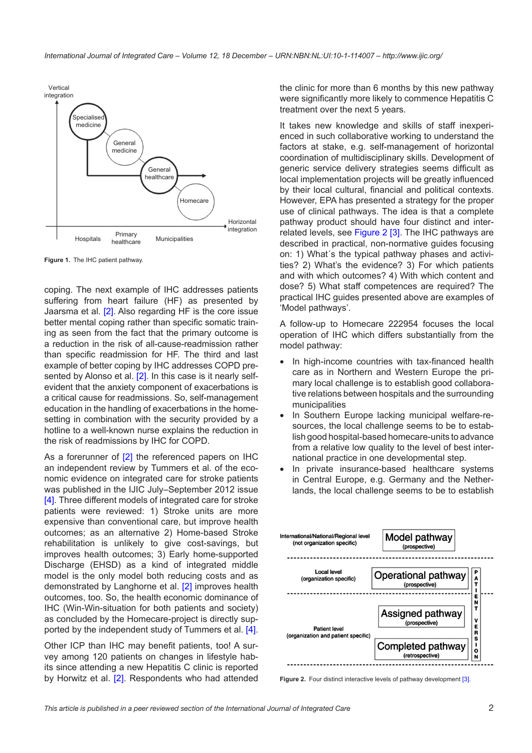Figure 1. The IHC patient pathway.

coping. The next example of IHC addresses patients suffering from heart failure (HF) as presented by Jaarsma et al. [2]. Also regarding HF is the core issue better mental coping rather than specific somatic training as seen from the fact that the primary outcome is a reduction in the risk of all-cause-readmission rather than specific readmission for HF. The third and last example of better coping by IHC addresses COPD presented by Alonso et al. [2]. In this case is it nearly self-evident that the anxiety component of exacerbations is a critical cause for readmissions. So, self-management education in the handling of exacerbations in the home-setting in combination with the security provided by a hotline to a well-known nurse explains the reduction in the risk of readmissions by IHC for COPD.

As a forerunner of [2] the referenced papers on IHC an independent review by Tummers et al. of the economic evidence on integrated care for stroke patients was published in the IJIC July–September 2012 issue [4]. Three different models of integrated care for stroke patients were reviewed: 1) Stroke units are more expensive than conventional care, but improve health outcomes; as an alternative 2) Home-based Stroke rehabilitation is unlikely to give cost-savings, but improves health outcomes; 3) Early home-supported Discharge (EHSD) as a kind of integrated middle model is the only model both reducing costs and as demonstrated by Langhorne et al. [2] improves health outcomes, too. So, the health economic dominance of IHC (Win-Win-situation for both patients and society) as concluded by the Homecare-project is directly supported by the independent study of Tummers et al. [4].

Other ICP than IHC may benefit patients, too! A survey among 120 patients on changes in lifestyle habits since attending a new Hepatitis C clinic is reported by Horwitz et al. [2]. Respondents who had attended the clinic for more than 6 months by this new pathway were significantly more likely to commence Hepatitis C treatment over the next 5 years.

It takes new knowledge and skills of staff inexperienced in such collaborative working to understand the factors at stake, e.g. self-management of horizontal coordination of multidisciplinary skills. Development of generic service delivery strategies seems difficult as local implementation projects will be greatly influenced by their local cultural, financial and political contexts. However, EPA has presented a strategy for the proper use of clinical pathways. The idea is that a complete pathway product should have four distinct and interrelated levels, see Figure 2 [3]. The IHC pathways are described in practical, non-normative guides focusing on: 1) What´s the typical pathway phases and activities? 2) What's the evidence? 3) For which patients and with which outcomes? 4) With which content and dose? 5) What staff competences are required? The practical IHC guides presented above are examples of 'Model pathways'.

A follow-up to Homecare 222954 focuses the local operation of IHC which differs substantially from the model pathway:

- In high-income countries with tax-financed health care as in Northern and Western Europe the primary local challenge is to establish good collaborative relations between hospitals and the surrounding municipalities
- In Southern Europe lacking municipal welfare-resources, the local challenge seems to be to establish good hospital-based homecare-units to advance from a relative low quality to the level of best international practice in one developmental step.
- In private insurance-based healthcare systems in Central Europe, e.g. Germany and the Netherlands, the local challenge seems to be to establish

Figure 2. Four distinct interactive levels of pathway development [3].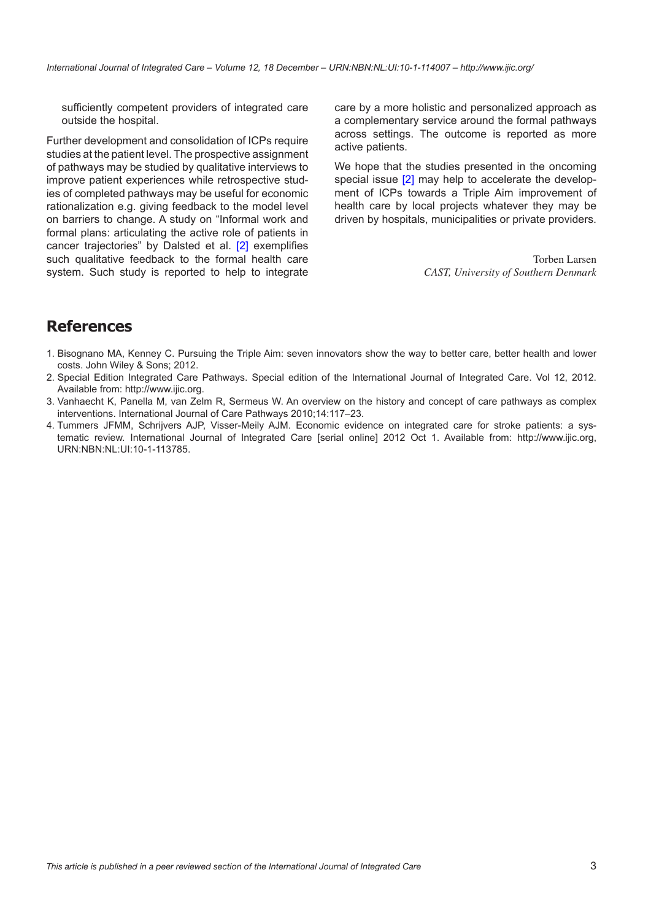sufficiently competent providers of integrated care outside the hospital.

Further development and consolidation of ICPs require studies at the patient level. The prospective assignment of pathways may be studied by qualitative interviews to improve patient experiences while retrospective studies of completed pathways may be useful for economic rationalization e.g. giving feedback to the model level on barriers to change. A study on "Informal work and formal plans: articulating the active role of patients in cancer trajectories" by Dalsted et al. [2] exemplifies such qualitative feedback to the formal health care system. Such study is reported to help to integrate care by a more holistic and personalized approach as a complementary service around the formal pathways across settings. The outcome is reported as more active patients.

We hope that the studies presented in the oncoming special issue [2] may help to accelerate the development of ICPs towards a Triple Aim improvement of health care by local projects whatever they may be driven by hospitals, municipalities or private providers.

Torben Larsen
*CAST, University of Southern Denmark*

## References

1. Bisognano MA, Kenney C. Pursuing the Triple Aim: seven innovators show the way to better care, better health and lower costs. John Wiley & Sons; 2012.
2. Special Edition Integrated Care Pathways. Special edition of the International Journal of Integrated Care. Vol 12, 2012. Available from: http://www.ijic.org.
3. Vanhaecht K, Panella M, van Zelm R, Sermeus W. An overview on the history and concept of care pathways as complex interventions. International Journal of Care Pathways 2010;14:117–23.
4. Tummers JFMM, Schrijvers AJP, Visser-Meily AJM. Economic evidence on integrated care for stroke patients: a systematic review. International Journal of Integrated Care [serial online] 2012 Oct 1. Available from: http://www.ijic.org, URN:NBN:NL:UI:10-1-113785.